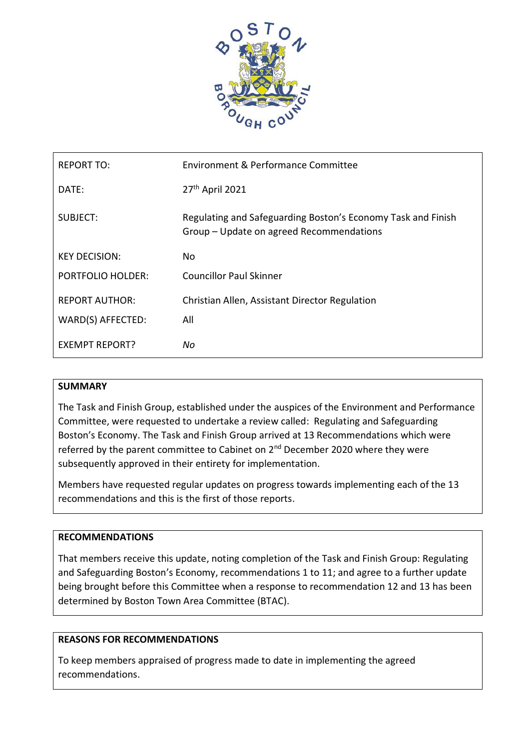| REPORT TO: | Environment & Performance Committee |
|---|---|
| DATE: | 27th April 2021 |
| SUBJECT: | Regulating and Safeguarding Boston's Economy Task and Finish Group – Update on agreed Recommendations |
| KEY DECISION: | No |
| PORTFOLIO HOLDER: | Councillor Paul Skinner |
| REPORT AUTHOR: | Christian Allen, Assistant Director Regulation |
| WARD(S) AFFECTED: | All |
| EXEMPT REPORT? | *No* |

## SUMMARY

The Task and Finish Group, established under the auspices of the Environment and Performance Committee, were requested to undertake a review called: Regulating and Safeguarding Boston's Economy. The Task and Finish Group arrived at 13 Recommendations which were referred by the parent committee to Cabinet on 2nd December 2020 where they were subsequently approved in their entirety for implementation.

Members have requested regular updates on progress towards implementing each of the 13 recommendations and this is the first of those reports.

## RECOMMENDATIONS

That members receive this update, noting completion of the Task and Finish Group: Regulating and Safeguarding Boston's Economy, recommendations 1 to 11; and agree to a further update being brought before this Committee when a response to recommendation 12 and 13 has been determined by Boston Town Area Committee (BTAC).

## REASONS FOR RECOMMENDATIONS

To keep members appraised of progress made to date in implementing the agreed recommendations.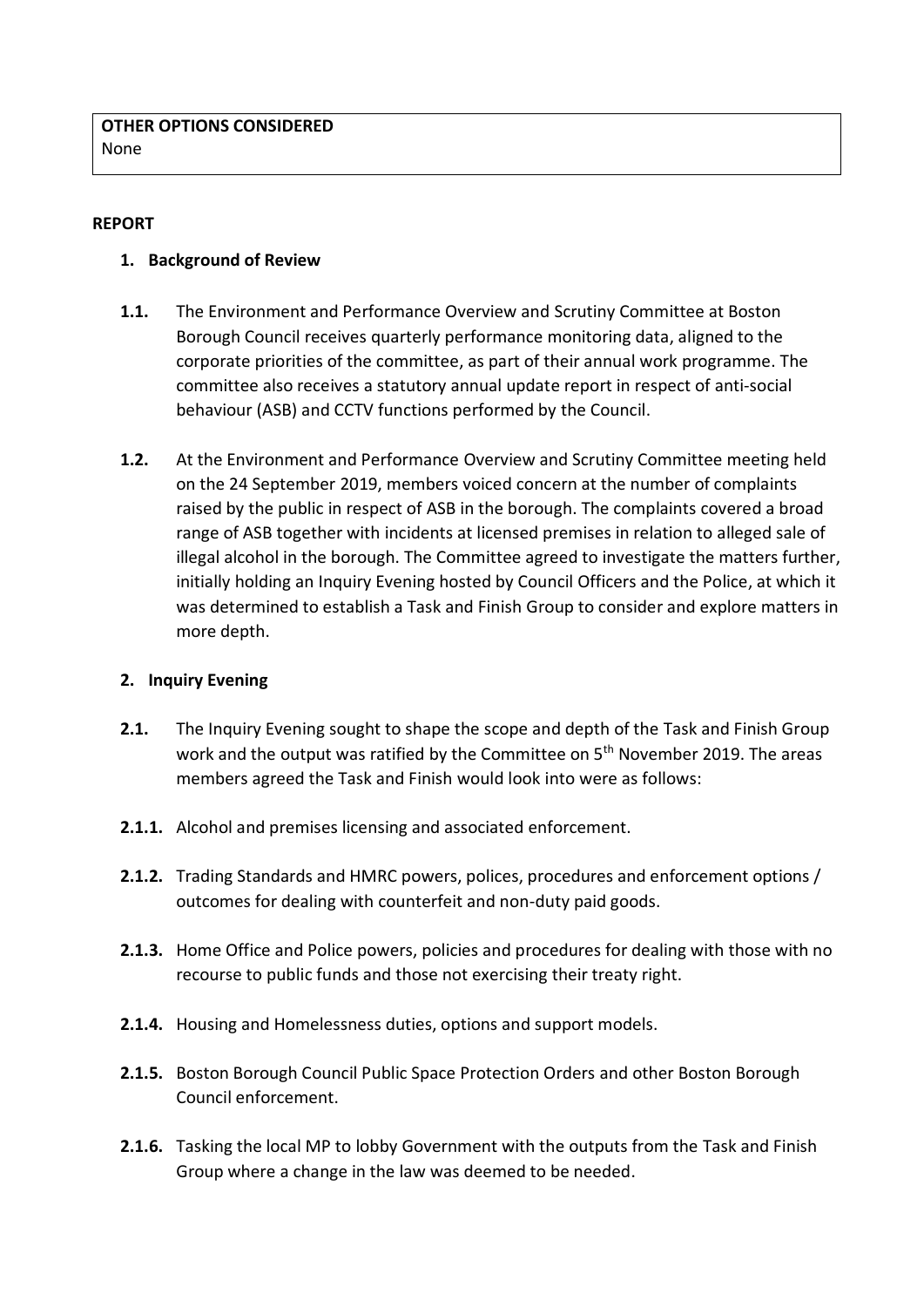**OTHER OPTIONS CONSIDERED**
None

**REPORT**

**1. Background of Review**

**1.1.** The Environment and Performance Overview and Scrutiny Committee at Boston Borough Council receives quarterly performance monitoring data, aligned to the corporate priorities of the committee, as part of their annual work programme. The committee also receives a statutory annual update report in respect of anti-social behaviour (ASB) and CCTV functions performed by the Council.

**1.2.** At the Environment and Performance Overview and Scrutiny Committee meeting held on the 24 September 2019, members voiced concern at the number of complaints raised by the public in respect of ASB in the borough. The complaints covered a broad range of ASB together with incidents at licensed premises in relation to alleged sale of illegal alcohol in the borough. The Committee agreed to investigate the matters further, initially holding an Inquiry Evening hosted by Council Officers and the Police, at which it was determined to establish a Task and Finish Group to consider and explore matters in more depth.

**2. Inquiry Evening**

**2.1.** The Inquiry Evening sought to shape the scope and depth of the Task and Finish Group work and the output was ratified by the Committee on 5th November 2019. The areas members agreed the Task and Finish would look into were as follows:

**2.1.1.** Alcohol and premises licensing and associated enforcement.

**2.1.2.** Trading Standards and HMRC powers, polices, procedures and enforcement options / outcomes for dealing with counterfeit and non-duty paid goods.

**2.1.3.** Home Office and Police powers, policies and procedures for dealing with those with no recourse to public funds and those not exercising their treaty right.

**2.1.4.** Housing and Homelessness duties, options and support models.

**2.1.5.** Boston Borough Council Public Space Protection Orders and other Boston Borough Council enforcement.

**2.1.6.** Tasking the local MP to lobby Government with the outputs from the Task and Finish Group where a change in the law was deemed to be needed.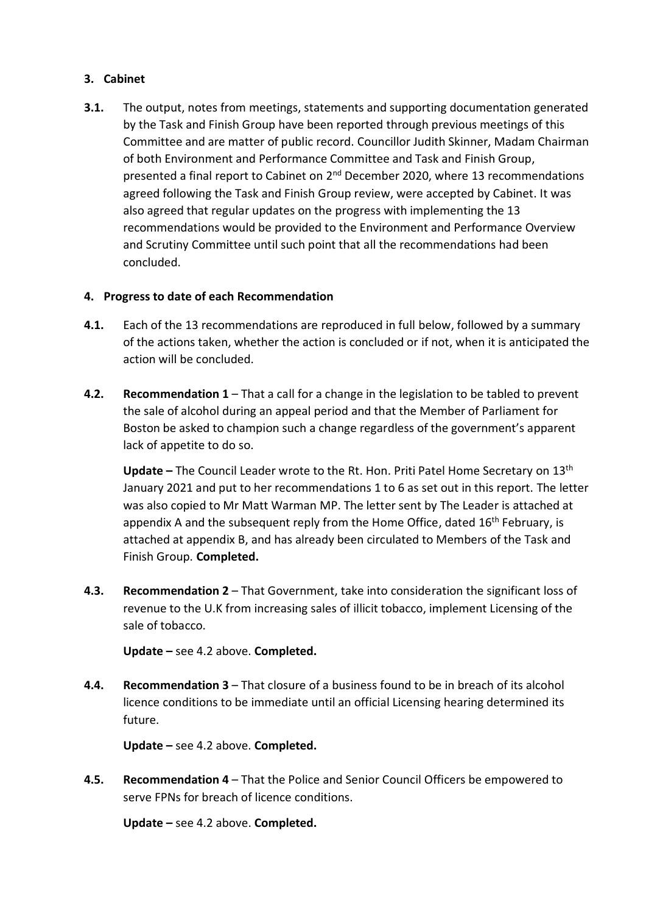## 3. Cabinet

**3.1.** The output, notes from meetings, statements and supporting documentation generated by the Task and Finish Group have been reported through previous meetings of this Committee and are matter of public record. Councillor Judith Skinner, Madam Chairman of both Environment and Performance Committee and Task and Finish Group, presented a final report to Cabinet on 2nd December 2020, where 13 recommendations agreed following the Task and Finish Group review, were accepted by Cabinet. It was also agreed that regular updates on the progress with implementing the 13 recommendations would be provided to the Environment and Performance Overview and Scrutiny Committee until such point that all the recommendations had been concluded.

## 4. Progress to date of each Recommendation

**4.1.** Each of the 13 recommendations are reproduced in full below, followed by a summary of the actions taken, whether the action is concluded or if not, when it is anticipated the action will be concluded.

**4.2.** **Recommendation 1** – That a call for a change in the legislation to be tabled to prevent the sale of alcohol during an appeal period and that the Member of Parliament for Boston be asked to champion such a change regardless of the government's apparent lack of appetite to do so.

**Update –** The Council Leader wrote to the Rt. Hon. Priti Patel Home Secretary on 13th January 2021 and put to her recommendations 1 to 6 as set out in this report. The letter was also copied to Mr Matt Warman MP. The letter sent by The Leader is attached at appendix A and the subsequent reply from the Home Office, dated 16th February, is attached at appendix B, and has already been circulated to Members of the Task and Finish Group. **Completed.**

**4.3.** **Recommendation 2** – That Government, take into consideration the significant loss of revenue to the U.K from increasing sales of illicit tobacco, implement Licensing of the sale of tobacco.

**Update –** see 4.2 above. **Completed.**

**4.4.** **Recommendation 3** – That closure of a business found to be in breach of its alcohol licence conditions to be immediate until an official Licensing hearing determined its future.

**Update –** see 4.2 above. **Completed.**

**4.5.** **Recommendation 4** – That the Police and Senior Council Officers be empowered to serve FPNs for breach of licence conditions.

**Update –** see 4.2 above. **Completed.**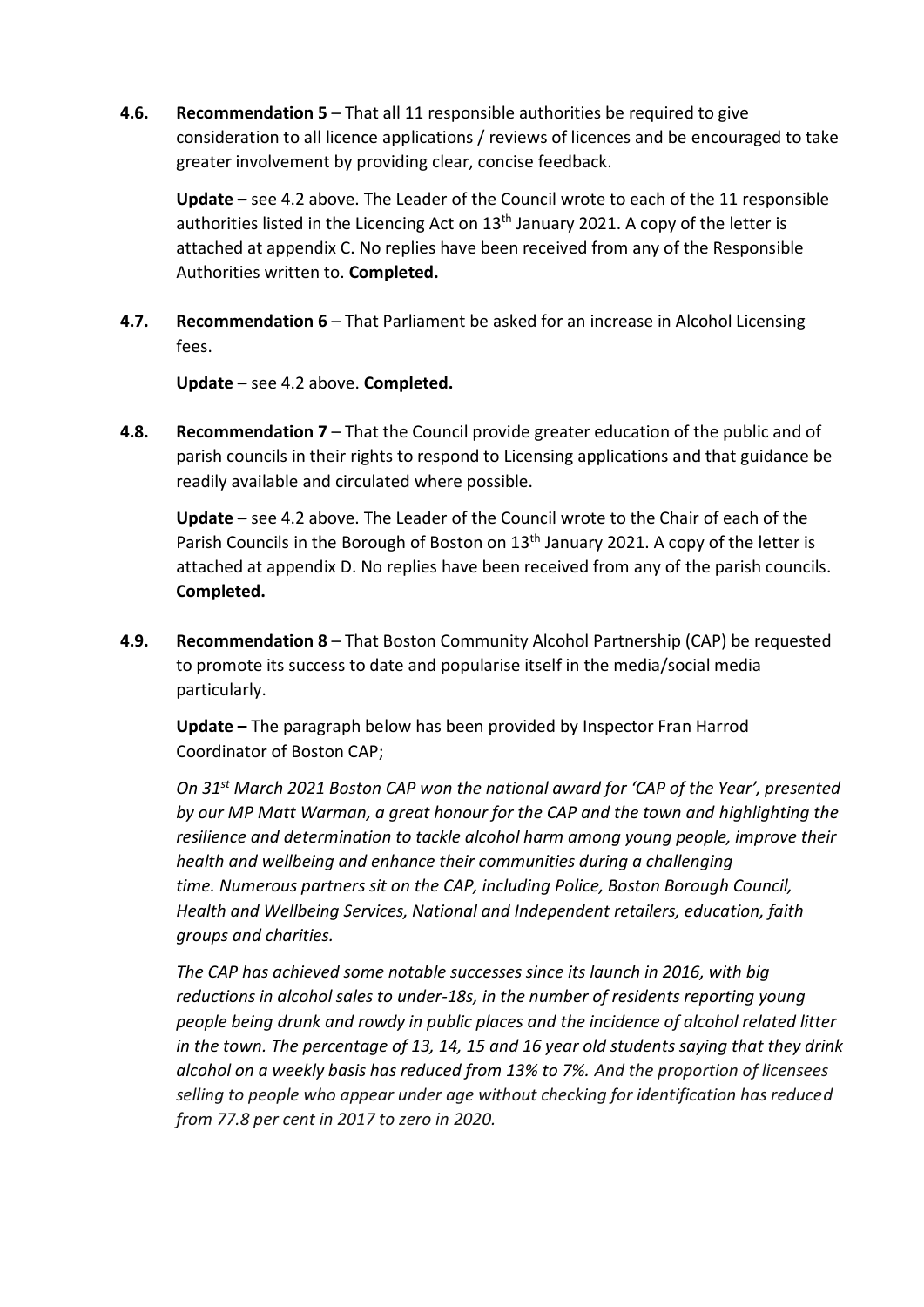**4.6.** **Recommendation 5** – That all 11 responsible authorities be required to give consideration to all licence applications / reviews of licences and be encouraged to take greater involvement by providing clear, concise feedback.

**Update –** see 4.2 above. The Leader of the Council wrote to each of the 11 responsible authorities listed in the Licencing Act on 13th January 2021. A copy of the letter is attached at appendix C. No replies have been received from any of the Responsible Authorities written to. **Completed.**

**4.7.** **Recommendation 6** – That Parliament be asked for an increase in Alcohol Licensing fees.

**Update –** see 4.2 above. **Completed.**

**4.8.** **Recommendation 7** – That the Council provide greater education of the public and of parish councils in their rights to respond to Licensing applications and that guidance be readily available and circulated where possible.

**Update –** see 4.2 above. The Leader of the Council wrote to the Chair of each of the Parish Councils in the Borough of Boston on 13th January 2021. A copy of the letter is attached at appendix D. No replies have been received from any of the parish councils. **Completed.**

**4.9.** **Recommendation 8** – That Boston Community Alcohol Partnership (CAP) be requested to promote its success to date and popularise itself in the media/social media particularly.

**Update –** The paragraph below has been provided by Inspector Fran Harrod Coordinator of Boston CAP;

*On 31st March 2021 Boston CAP won the national award for 'CAP of the Year', presented by our MP Matt Warman, a great honour for the CAP and the town and highlighting the resilience and determination to tackle alcohol harm among young people, improve their health and wellbeing and enhance their communities during a challenging time. Numerous partners sit on the CAP, including Police, Boston Borough Council, Health and Wellbeing Services, National and Independent retailers, education, faith groups and charities.*

*The CAP has achieved some notable successes since its launch in 2016, with big reductions in alcohol sales to under-18s, in the number of residents reporting young people being drunk and rowdy in public places and the incidence of alcohol related litter in the town. The percentage of 13, 14, 15 and 16 year old students saying that they drink alcohol on a weekly basis has reduced from 13% to 7%. And the proportion of licensees selling to people who appear under age without checking for identification has reduced from 77.8 per cent in 2017 to zero in 2020.*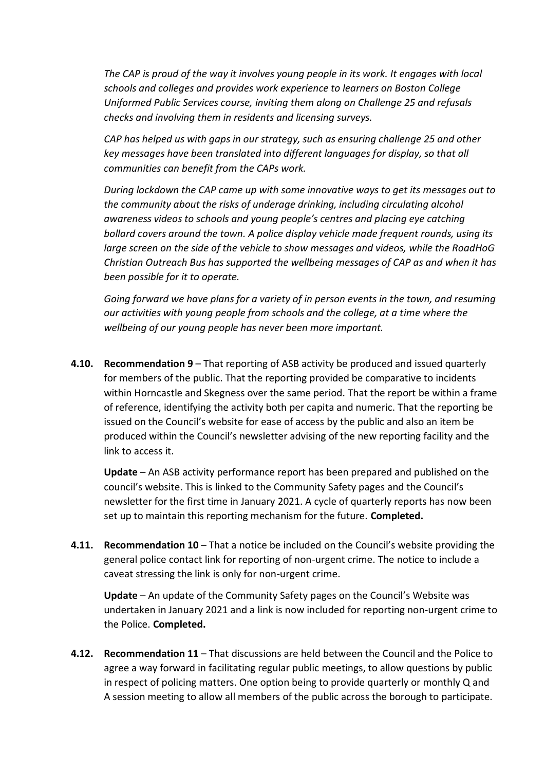*The CAP is proud of the way it involves young people in its work. It engages with local schools and colleges and provides work experience to learners on Boston College Uniformed Public Services course, inviting them along on Challenge 25 and refusals checks and involving them in residents and licensing surveys.*

*CAP has helped us with gaps in our strategy, such as ensuring challenge 25 and other key messages have been translated into different languages for display, so that all communities can benefit from the CAPs work.*

*During lockdown the CAP came up with some innovative ways to get its messages out to the community about the risks of underage drinking, including circulating alcohol awareness videos to schools and young people's centres and placing eye catching bollard covers around the town. A police display vehicle made frequent rounds, using its large screen on the side of the vehicle to show messages and videos, while the RoadHoG Christian Outreach Bus has supported the wellbeing messages of CAP as and when it has been possible for it to operate.*

*Going forward we have plans for a variety of in person events in the town, and resuming our activities with young people from schools and the college, at a time where the wellbeing of our young people has never been more important.*

**4.10.** **Recommendation 9** – That reporting of ASB activity be produced and issued quarterly for members of the public. That the reporting provided be comparative to incidents within Horncastle and Skegness over the same period. That the report be within a frame of reference, identifying the activity both per capita and numeric. That the reporting be issued on the Council's website for ease of access by the public and also an item be produced within the Council's newsletter advising of the new reporting facility and the link to access it.

**Update** – An ASB activity performance report has been prepared and published on the council's website. This is linked to the Community Safety pages and the Council's newsletter for the first time in January 2021. A cycle of quarterly reports has now been set up to maintain this reporting mechanism for the future. **Completed.**

**4.11.** **Recommendation 10** – That a notice be included on the Council's website providing the general police contact link for reporting of non-urgent crime. The notice to include a caveat stressing the link is only for non-urgent crime.

**Update** – An update of the Community Safety pages on the Council's Website was undertaken in January 2021 and a link is now included for reporting non-urgent crime to the Police. **Completed.**

**4.12.** **Recommendation 11** – That discussions are held between the Council and the Police to agree a way forward in facilitating regular public meetings, to allow questions by public in respect of policing matters. One option being to provide quarterly or monthly Q and A session meeting to allow all members of the public across the borough to participate.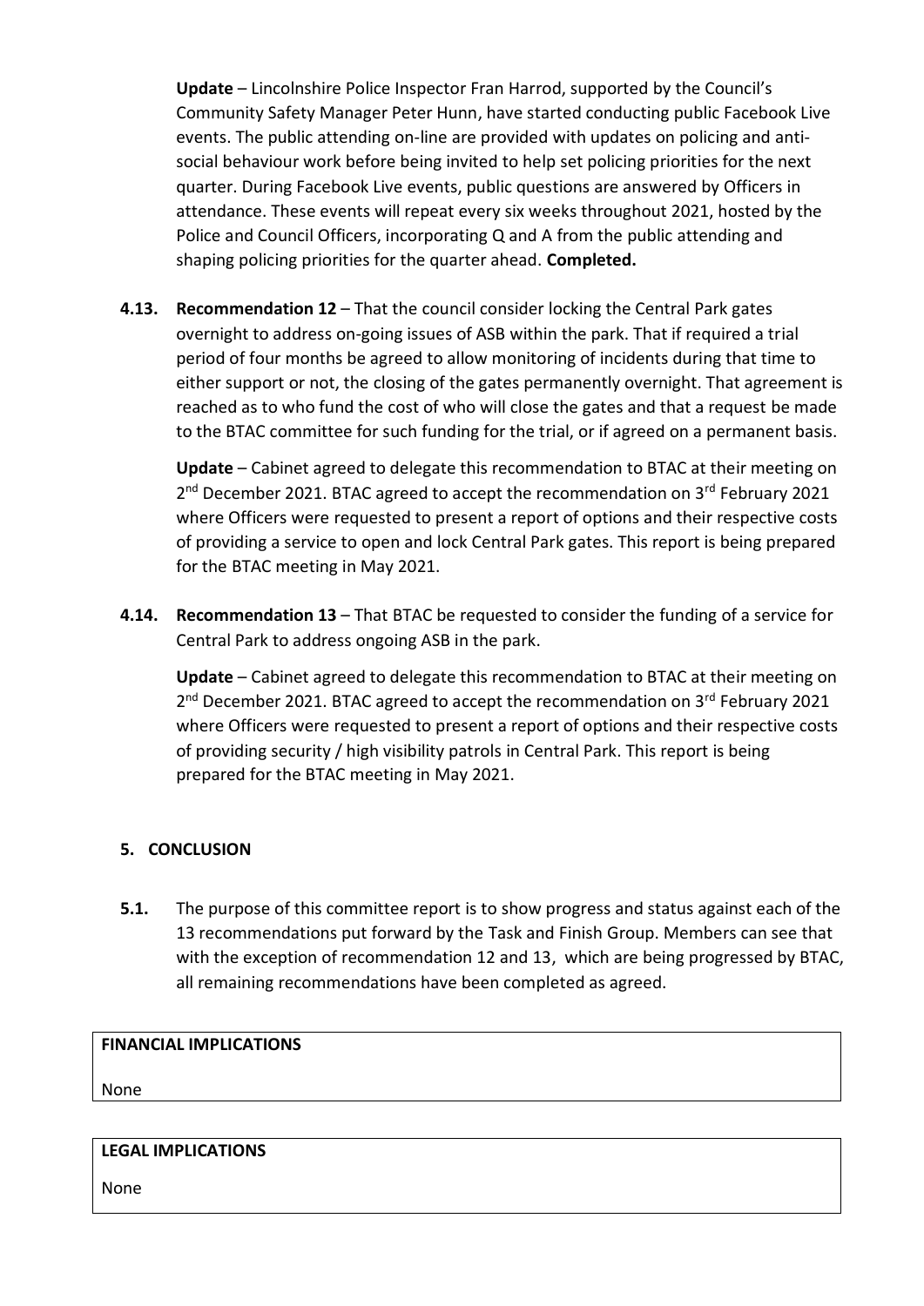**Update** – Lincolnshire Police Inspector Fran Harrod, supported by the Council's Community Safety Manager Peter Hunn, have started conducting public Facebook Live events. The public attending on-line are provided with updates on policing and anti-social behaviour work before being invited to help set policing priorities for the next quarter. During Facebook Live events, public questions are answered by Officers in attendance. These events will repeat every six weeks throughout 2021, hosted by the Police and Council Officers, incorporating Q and A from the public attending and shaping policing priorities for the quarter ahead. **Completed.**

**4.13. Recommendation 12** – That the council consider locking the Central Park gates overnight to address on-going issues of ASB within the park. That if required a trial period of four months be agreed to allow monitoring of incidents during that time to either support or not, the closing of the gates permanently overnight. That agreement is reached as to who fund the cost of who will close the gates and that a request be made to the BTAC committee for such funding for the trial, or if agreed on a permanent basis.

**Update** – Cabinet agreed to delegate this recommendation to BTAC at their meeting on 2nd December 2021. BTAC agreed to accept the recommendation on 3rd February 2021 where Officers were requested to present a report of options and their respective costs of providing a service to open and lock Central Park gates. This report is being prepared for the BTAC meeting in May 2021.

**4.14. Recommendation 13** – That BTAC be requested to consider the funding of a service for Central Park to address ongoing ASB in the park.

**Update** – Cabinet agreed to delegate this recommendation to BTAC at their meeting on 2nd December 2021. BTAC agreed to accept the recommendation on 3rd February 2021 where Officers were requested to present a report of options and their respective costs of providing security / high visibility patrols in Central Park. This report is being prepared for the BTAC meeting in May 2021.

## 5. CONCLUSION

**5.1.** The purpose of this committee report is to show progress and status against each of the 13 recommendations put forward by the Task and Finish Group. Members can see that with the exception of recommendation 12 and 13, which are being progressed by BTAC, all remaining recommendations have been completed as agreed.

| FINANCIAL IMPLICATIONS |
| --- |
| None |

| LEGAL IMPLICATIONS |
| --- |
| None |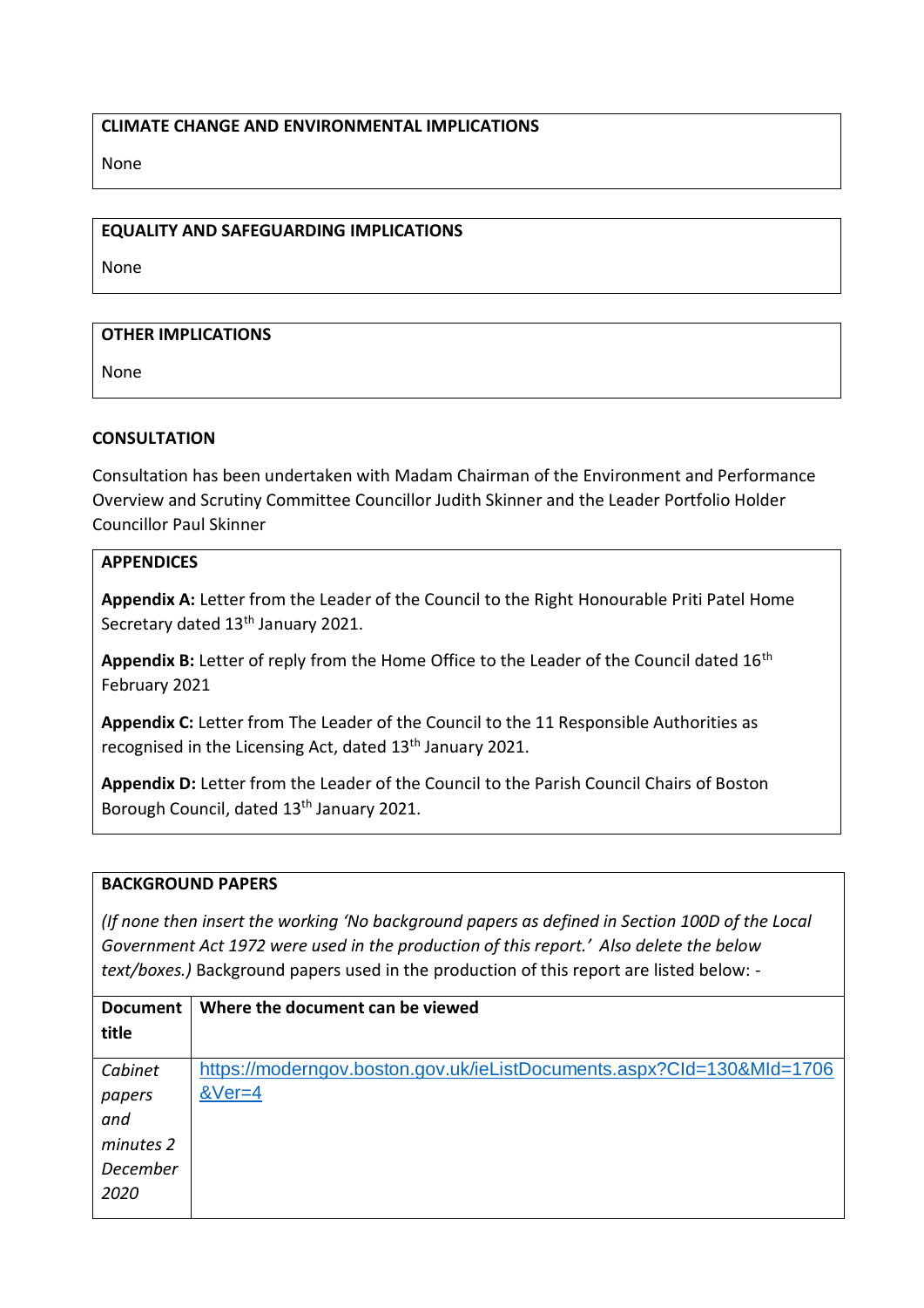**CLIMATE CHANGE AND ENVIRONMENTAL IMPLICATIONS**

None

**EQUALITY AND SAFEGUARDING IMPLICATIONS**

None

**OTHER IMPLICATIONS**

None

**CONSULTATION**

Consultation has been undertaken with Madam Chairman of the Environment and Performance Overview and Scrutiny Committee Councillor Judith Skinner and the Leader Portfolio Holder Councillor Paul Skinner

**APPENDICES**

**Appendix A:** Letter from the Leader of the Council to the Right Honourable Priti Patel Home Secretary dated 13th January 2021.

**Appendix B:** Letter of reply from the Home Office to the Leader of the Council dated 16th February 2021

**Appendix C:** Letter from The Leader of the Council to the 11 Responsible Authorities as recognised in the Licensing Act, dated 13th January 2021.

**Appendix D:** Letter from the Leader of the Council to the Parish Council Chairs of Boston Borough Council, dated 13th January 2021.

**BACKGROUND PAPERS**

*(If none then insert the working 'No background papers as defined in Section 100D of the Local Government Act 1972 were used in the production of this report.' Also delete the below text/boxes.)* Background papers used in the production of this report are listed below: -

| Document title | Where the document can be viewed |
|---|---|
| *Cabinet papers and minutes 2 December 2020* | https://moderngov.boston.gov.uk/ieListDocuments.aspx?CId=130&MId=1706&Ver=4 |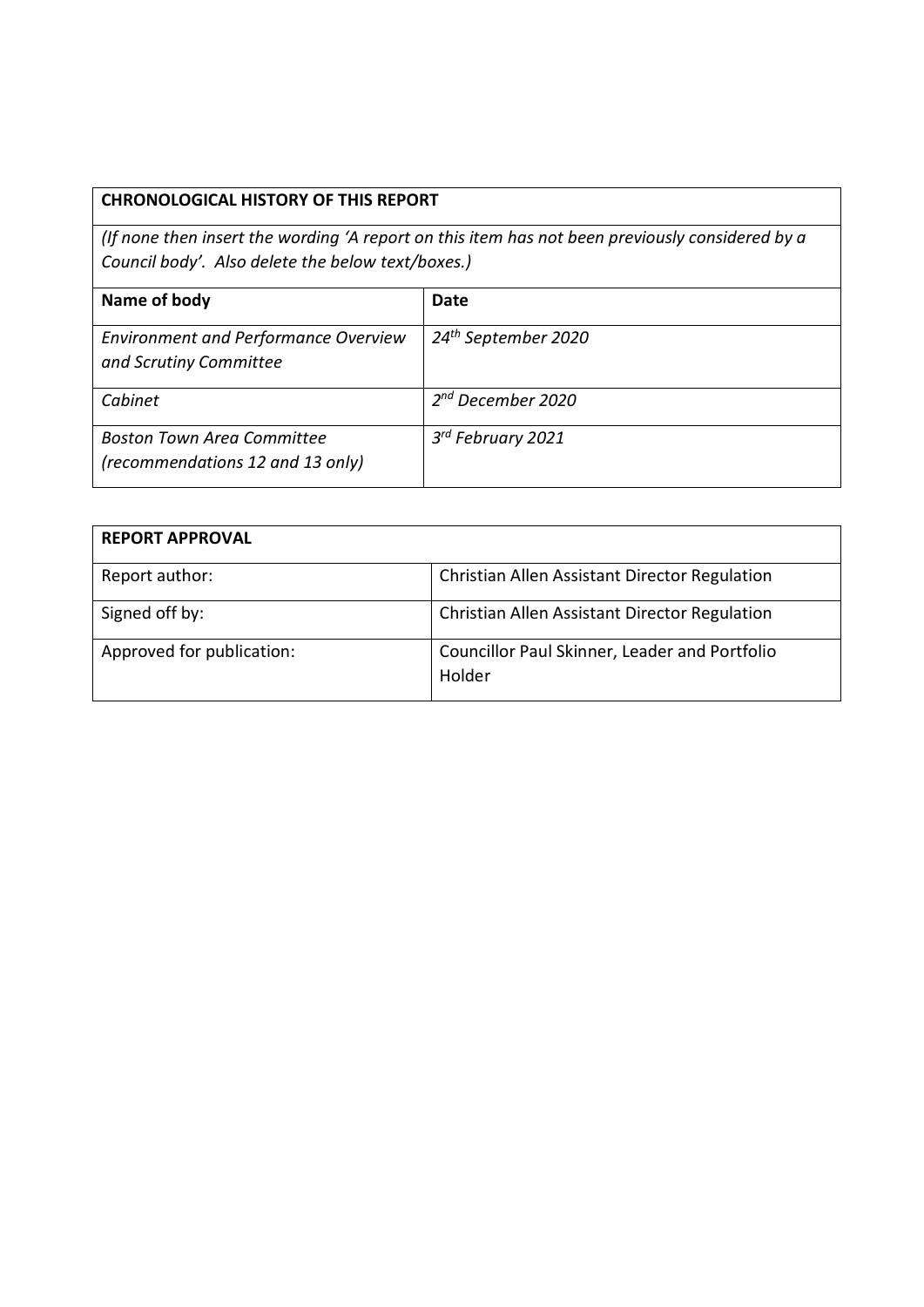| **CHRONOLOGICAL HISTORY OF THIS REPORT** | |
|---|---|
| *(If none then insert the wording 'A report on this item has not been previously considered by a Council body'. Also delete the below text/boxes.)* | |
| **Name of body** | **Date** |
| *Environment and Performance Overview and Scrutiny Committee* | *24th September 2020* |
| *Cabinet* | *2nd December 2020* |
| *Boston Town Area Committee (recommendations 12 and 13 only)* | *3rd February 2021* |

| **REPORT APPROVAL** | |
|---|---|
| Report author: | Christian Allen Assistant Director Regulation |
| Signed off by: | Christian Allen Assistant Director Regulation |
| Approved for publication: | Councillor Paul Skinner, Leader and Portfolio Holder |